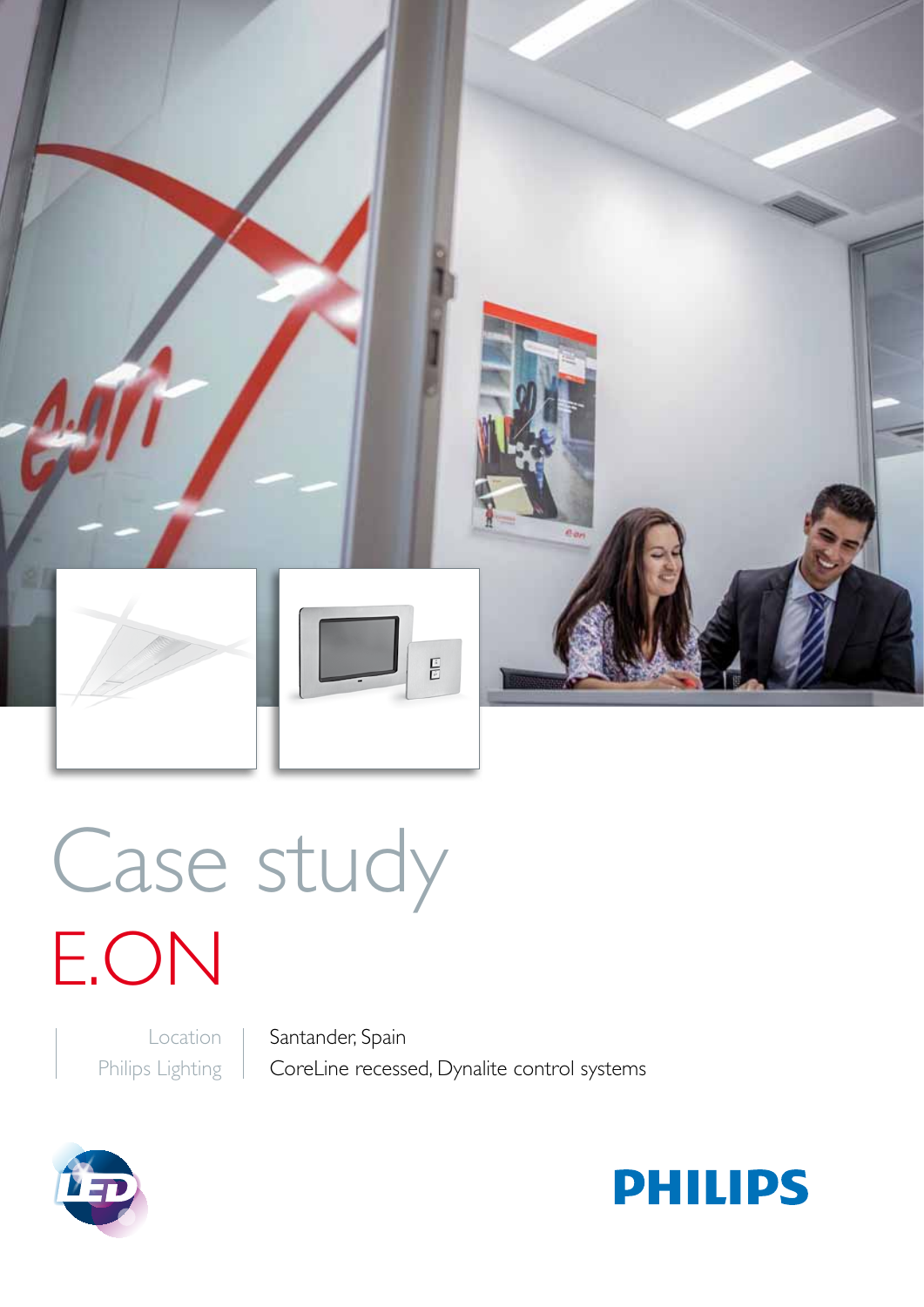# Case study

# E.ON

| Location | Santander, Spain |
| --- | --- |
| Philips Lighting | CoreLine recessed, Dynalite control systems |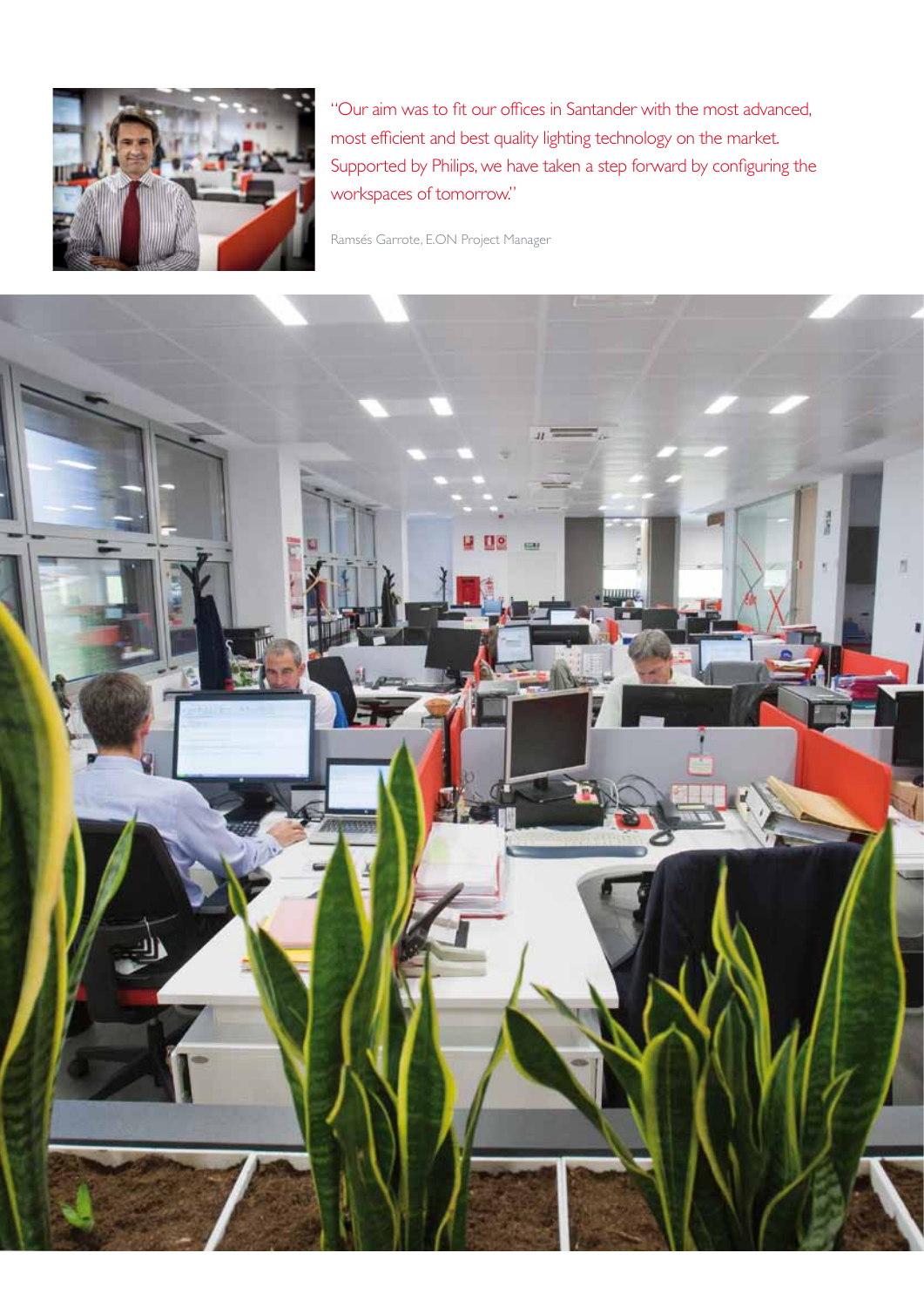"Our aim was to fit our offices in Santander with the most advanced, most efficient and best quality lighting technology on the market. Supported by Philips, we have taken a step forward by configuring the workspaces of tomorrow."

Ramsés Garrote, E.ON Project Manager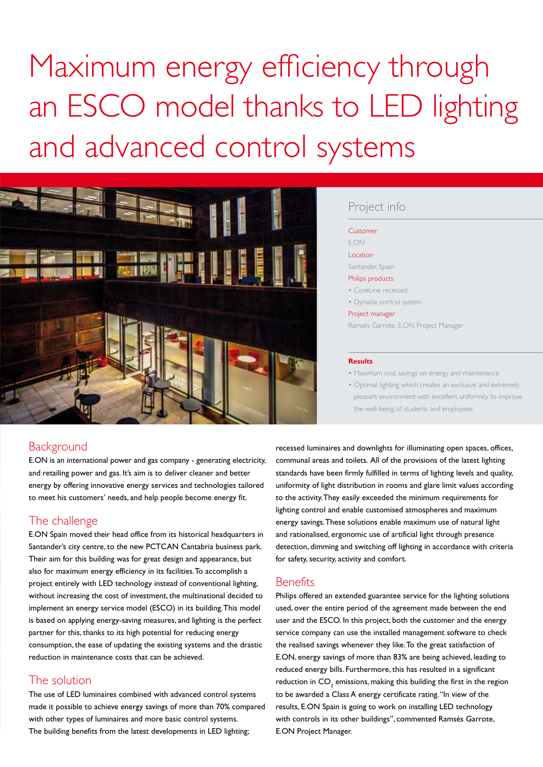# Maximum energy efficiency through an ESCO model thanks to LED lighting and advanced control systems

## Project info

**Customer**
E.ON

**Location**
Santander, Spain

**Philips products**
- CoreLine recessed
- Dynalite control system

**Project manager**
Ramsés Garrote, E.ON Project Manager

**Results**
- Maximum cost savings on energy and maintenance
- Optimal lighting which creates an exclusive and extremely pleasant environment with excellent uniformity to improve the well-being of students and employees

## Background

E.ON is an international power and gas company - generating electricity, and retailing power and gas. It's aim is to deliver cleaner and better energy by offering innovative energy services and technologies tailored to meet his customers' needs, and help people become energy fit.

## The challenge

E.ON Spain moved their head office from its historical headquarters in Santander's city centre, to the new PCTCAN Cantabria business park. Their aim for this building was for great design and appearance, but also for maximum energy efficiency in its facilities. To accomplish a project entirely with LED technology instead of conventional lighting, without increasing the cost of investment, the multinational decided to implement an energy service model (ESCO) in its building. This model is based on applying energy-saving measures, and lighting is the perfect partner for this, thanks to its high potential for reducing energy consumption, the ease of updating the existing systems and the drastic reduction in maintenance costs that can be achieved.

## The solution

The use of LED luminaires combined with advanced control systems made it possible to achieve energy savings of more than 70% compared with other types of luminaires and more basic control systems. The building benefits from the latest developments in LED lighting; recessed luminaires and downlights for illuminating open spaces, offices, communal areas and toilets. All of the provisions of the latest lighting standards have been firmly fulfilled in terms of lighting levels and quality, uniformity of light distribution in rooms and glare limit values according to the activity. They easily exceeded the minimum requirements for lighting control and enable customised atmospheres and maximum energy savings. These solutions enable maximum use of natural light and rationalised, ergonomic use of artificial light through presence detection, dimming and switching off lighting in accordance with criteria for safety, security, activity and comfort.

## Benefits

Philips offered an extended guarantee service for the lighting solutions used, over the entire period of the agreement made between the end user and the ESCO. In this project, both the customer and the energy service company can use the installed management software to check the realised savings whenever they like. To the great satisfaction of E.ON, energy savings of more than 83% are being achieved, leading to reduced energy bills. Furthermore, this has resulted in a significant reduction in $CO_2$ emissions, making this building the first in the region to be awarded a Class A energy certificate rating. "In view of the results, E.ON Spain is going to work on installing LED technology with controls in its other buildings", commented Ramsés Garrote, E.ON Project Manager.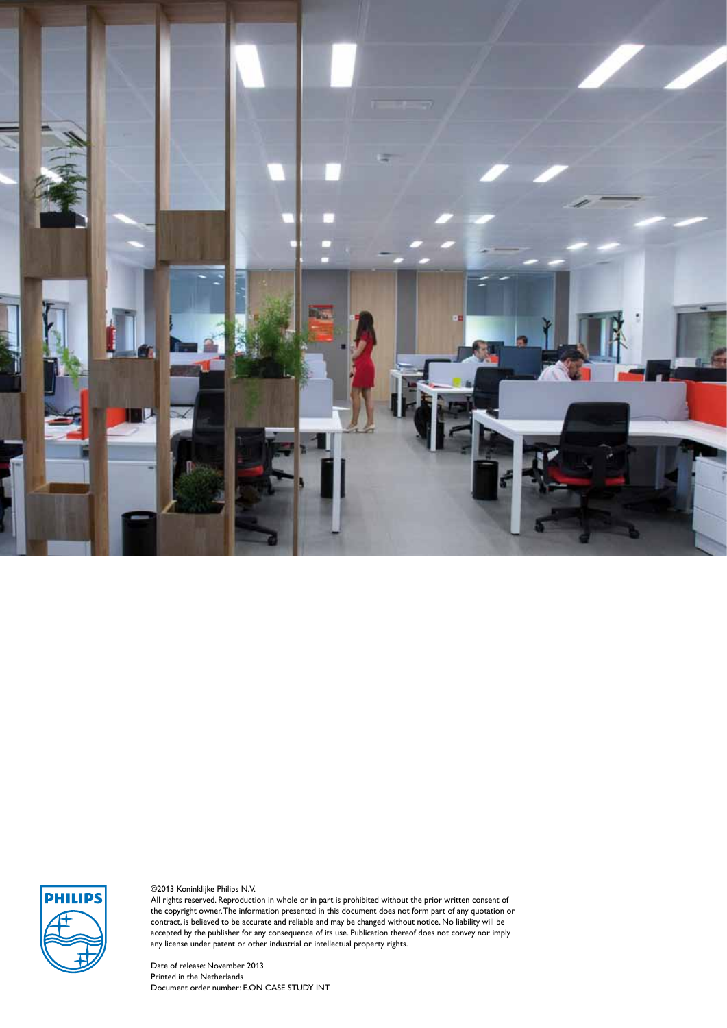©2013 Koninklijke Philips N.V.
All rights reserved. Reproduction in whole or in part is prohibited without the prior written consent of the copyright owner. The information presented in this document does not form part of any quotation or contract, is believed to be accurate and reliable and may be changed without notice. No liability will be accepted by the publisher for any consequence of its use. Publication thereof does not convey nor imply any license under patent or other industrial or intellectual property rights.

Date of release: November 2013
Printed in the Netherlands
Document order number: E.ON CASE STUDY INT